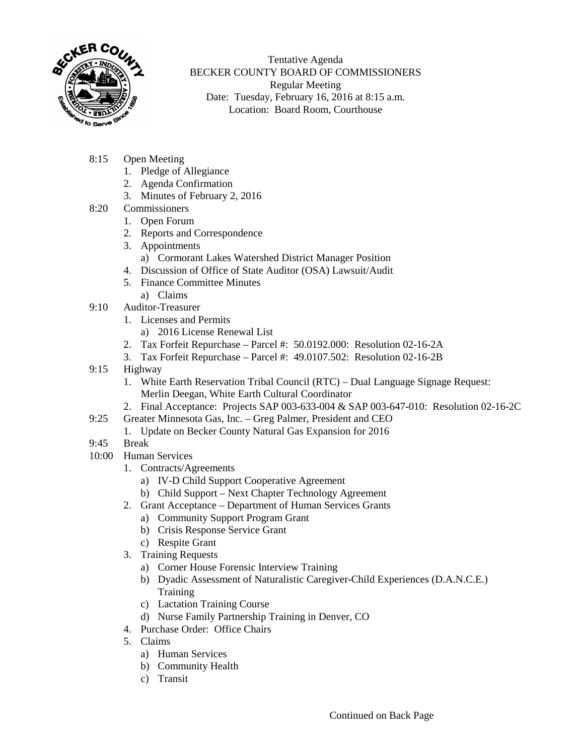Tentative Agenda
BECKER COUNTY BOARD OF COMMISSIONERS
Regular Meeting
Date: Tuesday, February 16, 2016 at 8:15 a.m.
Location: Board Room, Courthouse

8:15 Open Meeting
1. Pledge of Allegiance
2. Agenda Confirmation
3. Minutes of February 2, 2016

8:20 Commissioners
1. Open Forum
2. Reports and Correspondence
3. Appointments
   a) Cormorant Lakes Watershed District Manager Position
4. Discussion of Office of State Auditor (OSA) Lawsuit/Audit
5. Finance Committee Minutes
   a) Claims

9:10 Auditor-Treasurer
1. Licenses and Permits
   a) 2016 License Renewal List
2. Tax Forfeit Repurchase – Parcel #: 50.0192.000: Resolution 02-16-2A
3. Tax Forfeit Repurchase – Parcel #: 49.0107.502: Resolution 02-16-2B

9:15 Highway
1. White Earth Reservation Tribal Council (RTC) – Dual Language Signage Request: Merlin Deegan, White Earth Cultural Coordinator
2. Final Acceptance: Projects SAP 003-633-004 & SAP 003-647-010: Resolution 02-16-2C

9:25 Greater Minnesota Gas, Inc. – Greg Palmer, President and CEO
1. Update on Becker County Natural Gas Expansion for 2016

9:45 Break

10:00 Human Services
1. Contracts/Agreements
   a) IV-D Child Support Cooperative Agreement
   b) Child Support – Next Chapter Technology Agreement
2. Grant Acceptance – Department of Human Services Grants
   a) Community Support Program Grant
   b) Crisis Response Service Grant
   c) Respite Grant
3. Training Requests
   a) Corner House Forensic Interview Training
   b) Dyadic Assessment of Naturalistic Caregiver-Child Experiences (D.A.N.C.E.) Training
   c) Lactation Training Course
   d) Nurse Family Partnership Training in Denver, CO
4. Purchase Order: Office Chairs
5. Claims
   a) Human Services
   b) Community Health
   c) Transit

Continued on Back Page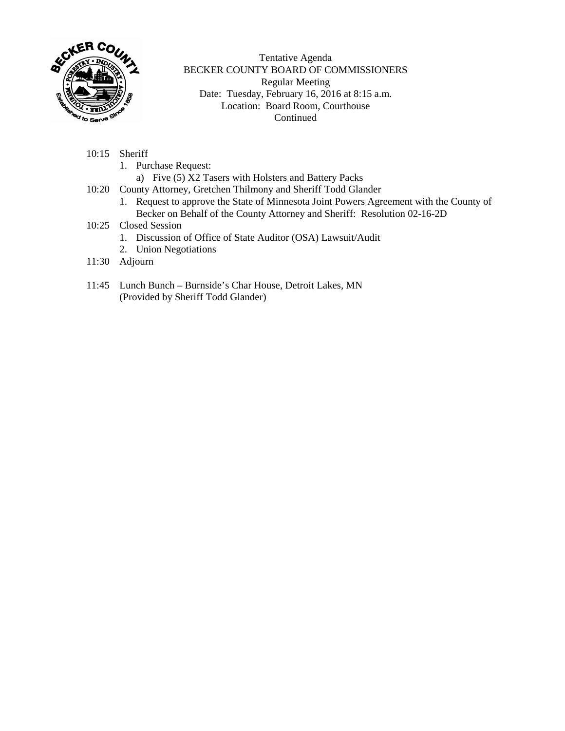Tentative Agenda
BECKER COUNTY BOARD OF COMMISSIONERS
Regular Meeting
Date: Tuesday, February 16, 2016 at 8:15 a.m.
Location: Board Room, Courthouse
Continued

10:15 Sheriff
1. Purchase Request:
   a) Five (5) X2 Tasers with Holsters and Battery Packs

10:20 County Attorney, Gretchen Thilmony and Sheriff Todd Glander
1. Request to approve the State of Minnesota Joint Powers Agreement with the County of Becker on Behalf of the County Attorney and Sheriff: Resolution 02-16-2D

10:25 Closed Session
1. Discussion of Office of State Auditor (OSA) Lawsuit/Audit
2. Union Negotiations

11:30 Adjourn

11:45 Lunch Bunch – Burnside's Char House, Detroit Lakes, MN
(Provided by Sheriff Todd Glander)